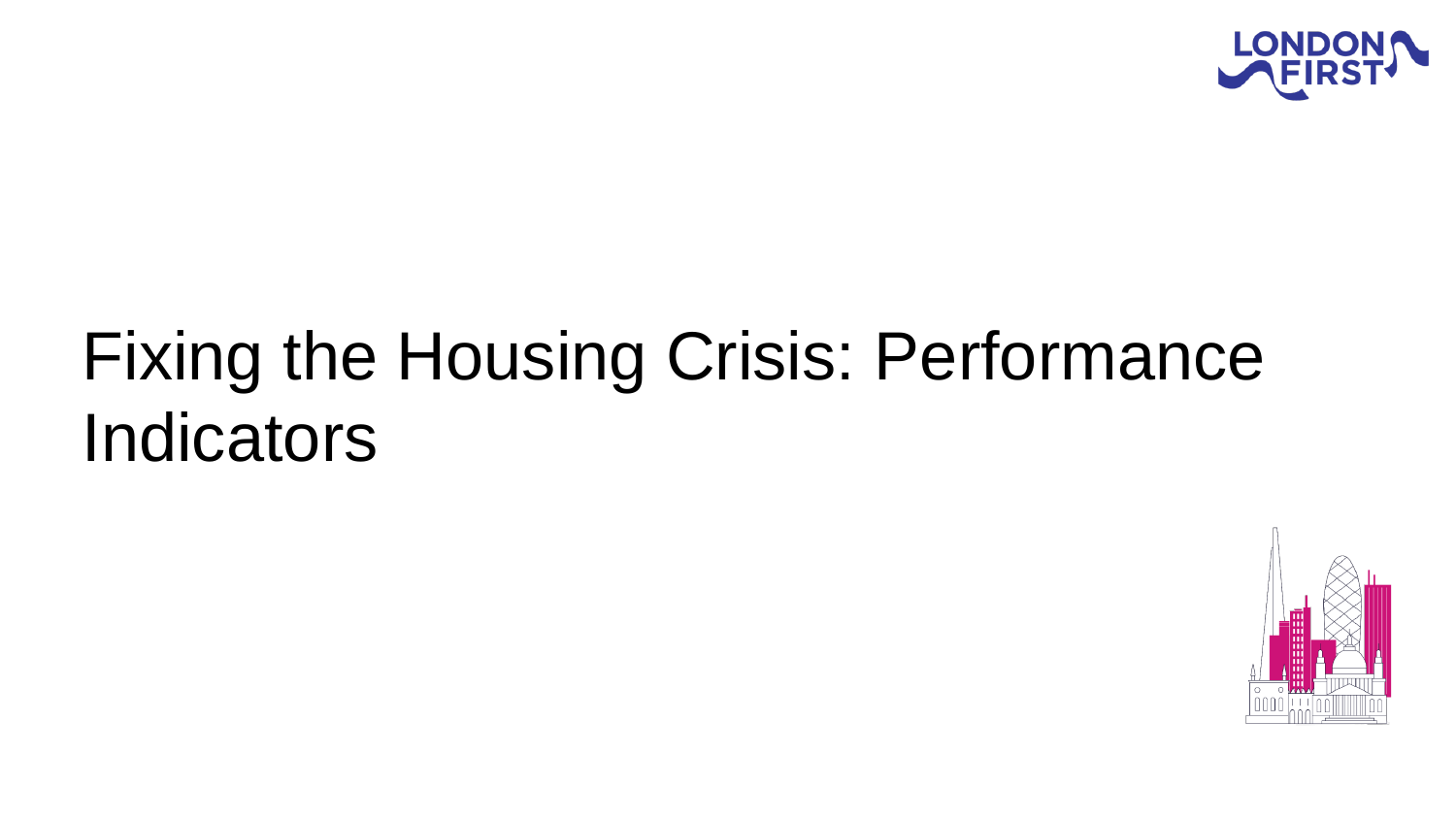# Fixing the Housing Crisis: Performance Indicators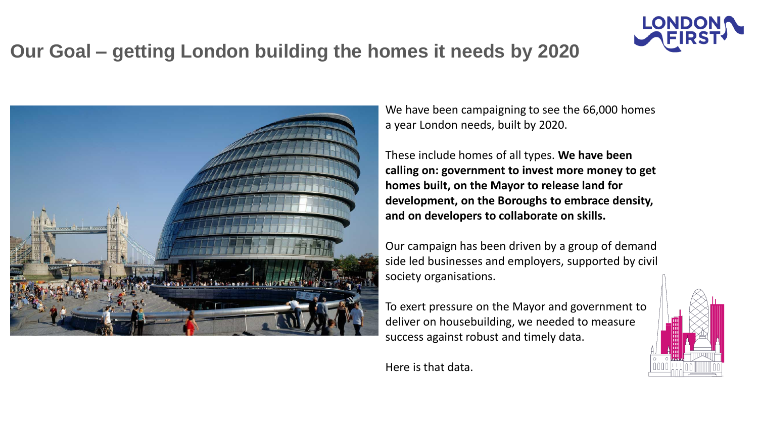# Our Goal – getting London building the homes it needs by 2020

We have been campaigning to see the 66,000 homes a year London needs, built by 2020.

These include homes of all types. **We have been calling on: government to invest more money to get homes built, on the Mayor to release land for development, on the Boroughs to embrace density, and on developers to collaborate on skills.**

Our campaign has been driven by a group of demand side led businesses and employers, supported by civil society organisations.

To exert pressure on the Mayor and government to deliver on housebuilding, we needed to measure success against robust and timely data.

Here is that data.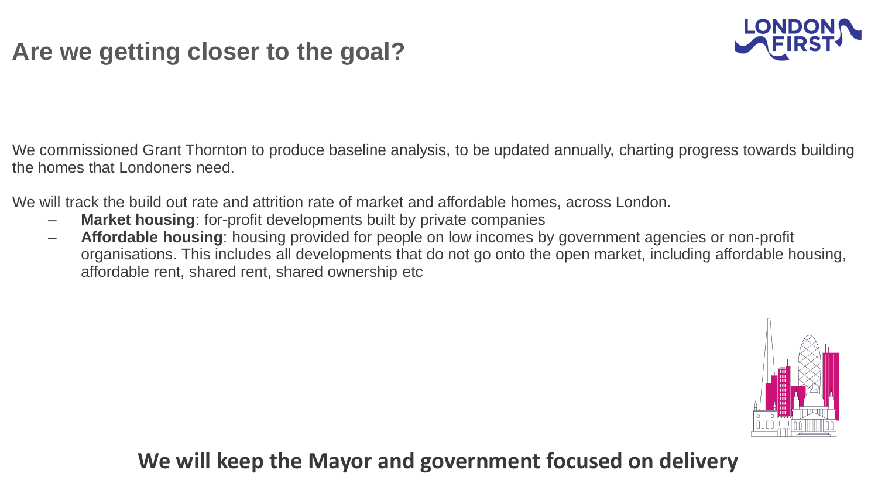# Are we getting closer to the goal?

We commissioned Grant Thornton to produce baseline analysis, to be updated annually, charting progress towards building the homes that Londoners need.

We will track the build out rate and attrition rate of market and affordable homes, across London.

- **Market housing**: for-profit developments built by private companies
- **Affordable housing**: housing provided for people on low incomes by government agencies or non-profit organisations. This includes all developments that do not go onto the open market, including affordable housing, affordable rent, shared rent, shared ownership etc

**We will keep the Mayor and government focused on delivery**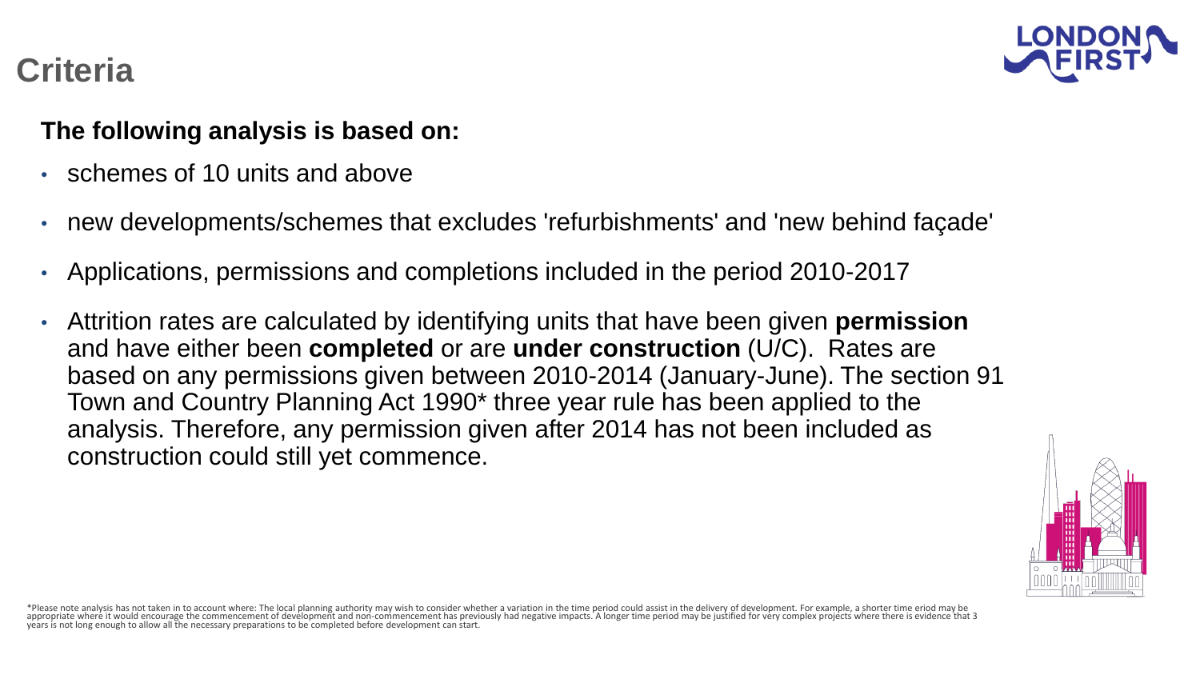# Criteria

**The following analysis is based on:**

- schemes of 10 units and above
- new developments/schemes that excludes 'refurbishments' and 'new behind façade'
- Applications, permissions and completions included in the period 2010-2017
- Attrition rates are calculated by identifying units that have been given **permission** and have either been **completed** or are **under construction** (U/C). Rates are based on any permissions given between 2010-2014 (January-June). The section 91 Town and Country Planning Act 1990* three year rule has been applied to the analysis. Therefore, any permission given after 2014 has not been included as construction could still yet commence.

*Please note analysis has not taken in to account where: The local planning authority may wish to consider whether a variation in the time period could assist in the delivery of development. For example, a shorter time eriod may be appropriate where it would encourage the commencement of development and non-commencement has previously had negative impacts. A longer time period may be justified for very complex projects where there is evidence that 3 years is not long enough to allow all the necessary preparations to be completed before development can start.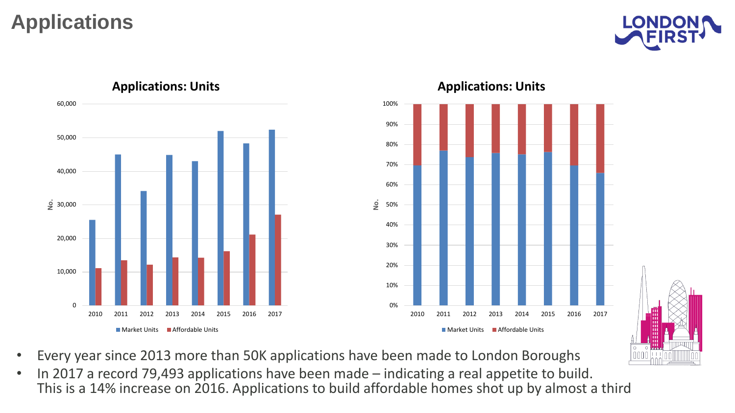# Applications

**Applications: Units**

**Applications: Units**

- Every year since 2013 more than 50K applications have been made to London Boroughs
- In 2017 a record 79,493 applications have been made – indicating a real appetite to build. This is a 14% increase on 2016. Applications to build affordable homes shot up by almost a third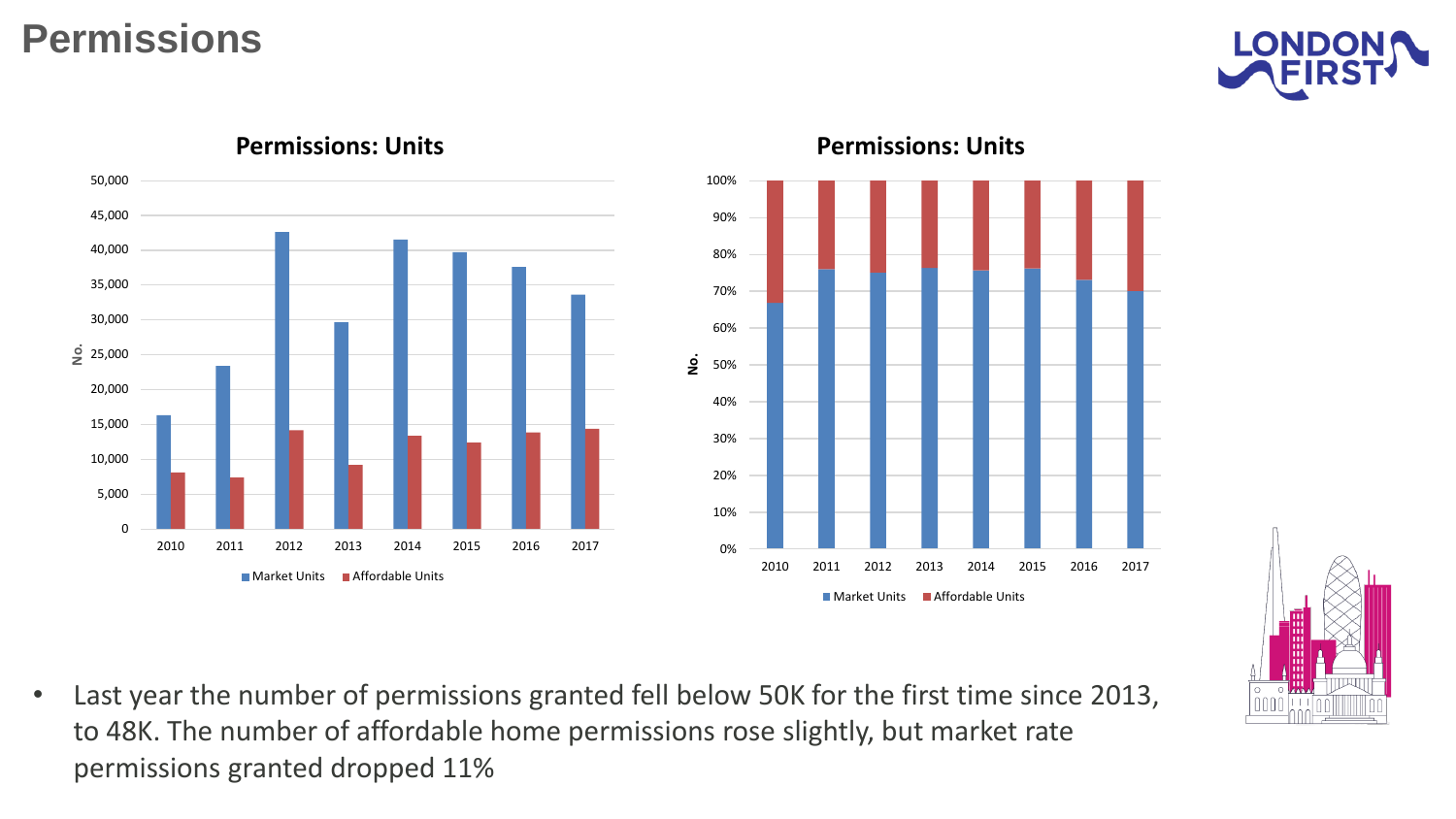# Permissions

**Permissions: Units**

**Permissions: Units**

- Last year the number of permissions granted fell below 50K for the first time since 2013, to 48K. The number of affordable home permissions rose slightly, but market rate permissions granted dropped 11%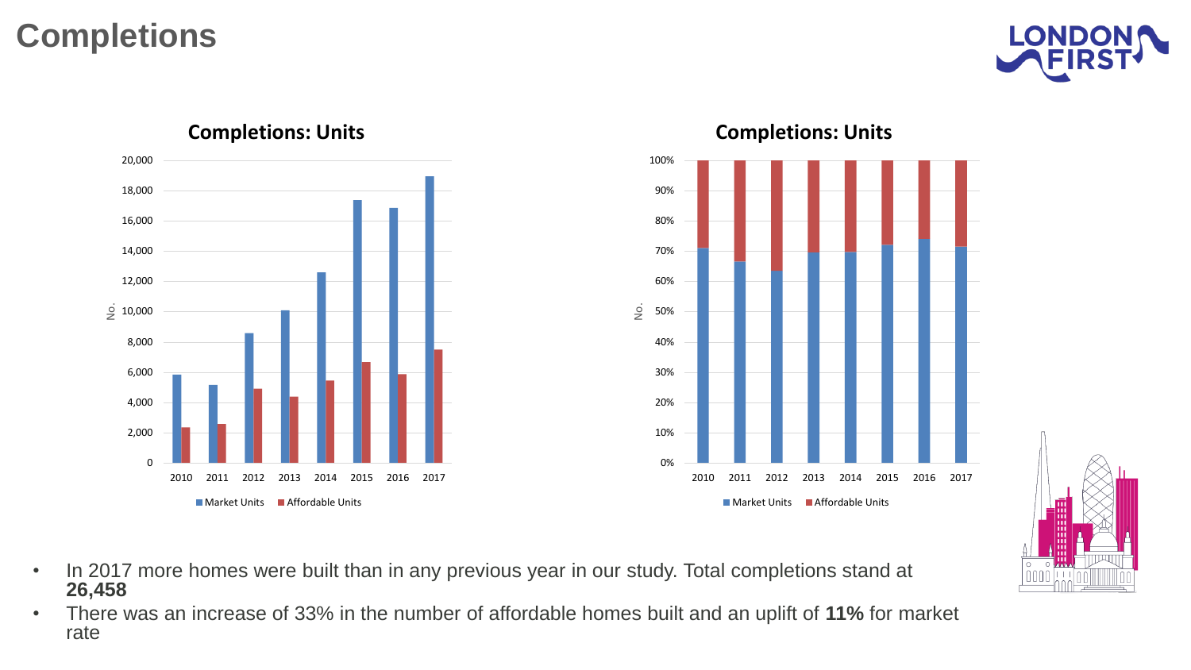# Completions

- In 2017 more homes were built than in any previous year in our study. Total completions stand at **26,458**
- There was an increase of 33% in the number of affordable homes built and an uplift of **11%** for market rate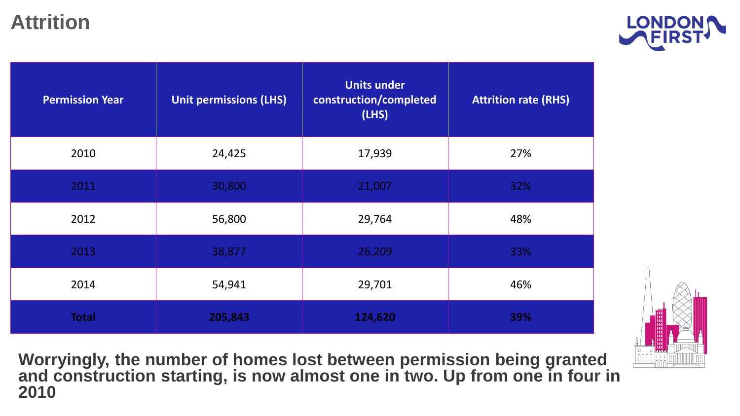# Attrition

| Permission Year | Unit permissions (LHS) | Units under construction/completed (LHS) | Attrition rate (RHS) |
|---|---|---|---|
| 2010 | 24,425 | 17,939 | 27% |
| 2011 | 30,800 | 21,007 | 32% |
| 2012 | 56,800 | 29,764 | 48% |
| 2013 | 38,877 | 26,209 | 33% |
| 2014 | 54,941 | 29,701 | 46% |
| **Total** | **205,843** | **124,620** | **39%** |

**Worryingly, the number of homes lost between permission being granted and construction starting, is now almost one in two. Up from one in four in 2010**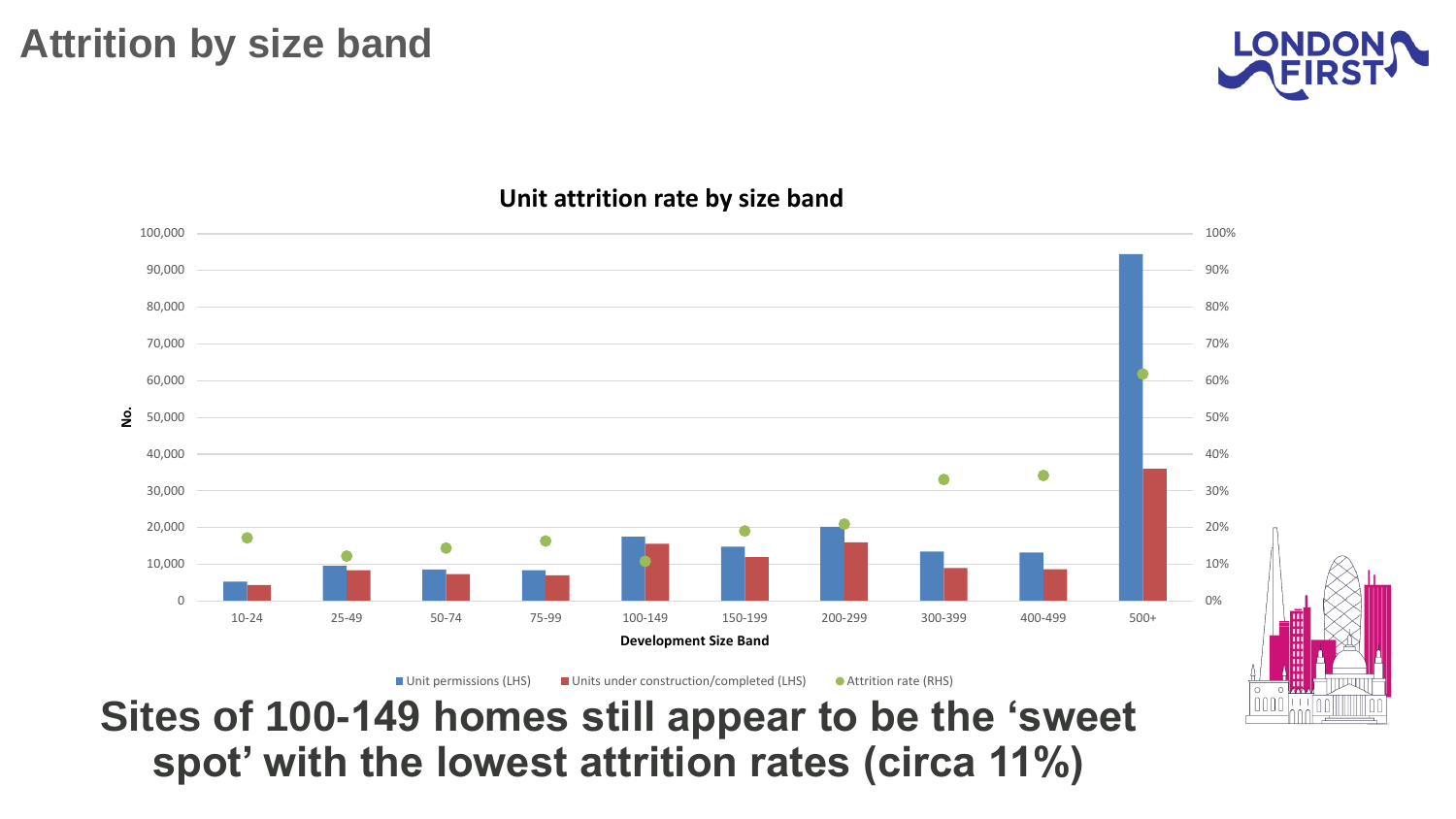# Attrition by size band

**Unit attrition rate by size band**

No.

100,000
90,000
80,000
70,000
60,000
50,000
40,000
30,000
20,000
10,000
0

100%
90%
80%
70%
60%
50%
40%
30%
20%
10%
0%

10-24 | 25-49 | 50-74 | 75-99 | 100-149 | 150-199 | 200-299 | 300-399 | 400-499 | 500+

**Development Size Band**

Unit permissions (LHS) | Units under construction/completed (LHS) | Attrition rate (RHS)

## Sites of 100-149 homes still appear to be the 'sweet spot' with the lowest attrition rates (circa 11%)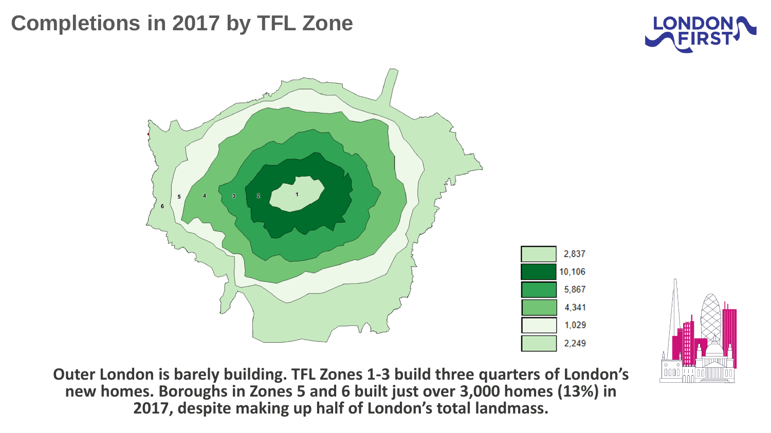# Completions in 2017 by TFL Zone

| | |
|---|---|
| | 2,837 |
| | 10,106 |
| | 5,867 |
| | 4,341 |
| | 1,029 |
| | 2,249 |

**Outer London is barely building. TFL Zones 1-3 build three quarters of London's new homes. Boroughs in Zones 5 and 6 built just over 3,000 homes (13%) in 2017, despite making up half of London's total landmass.**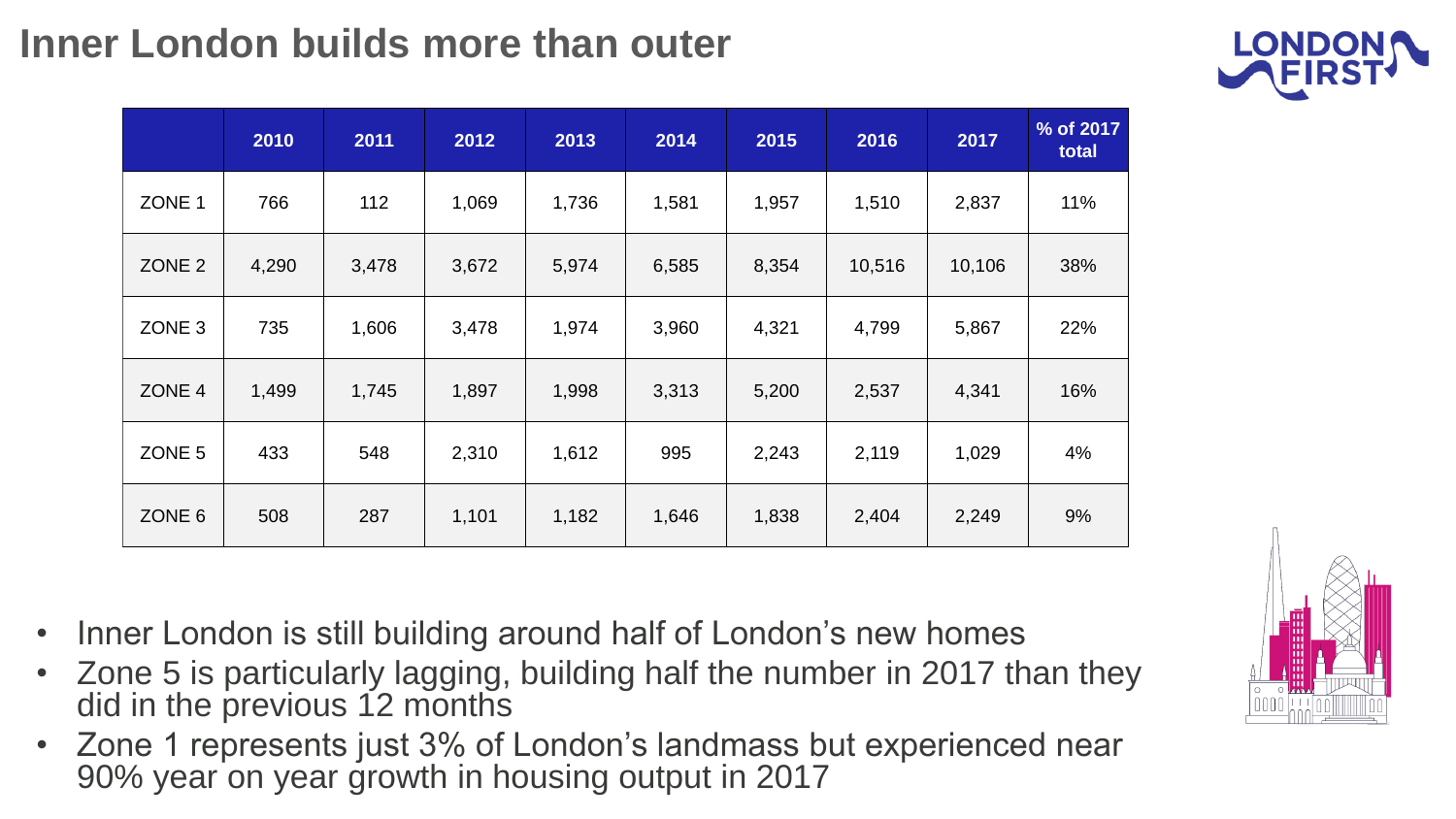# Inner London builds more than outer

| | 2010 | 2011 | 2012 | 2013 | 2014 | 2015 | 2016 | 2017 | % of 2017 total |
|---|---|---|---|---|---|---|---|---|---|
| ZONE 1 | 766 | 112 | 1,069 | 1,736 | 1,581 | 1,957 | 1,510 | 2,837 | 11% |
| ZONE 2 | 4,290 | 3,478 | 3,672 | 5,974 | 6,585 | 8,354 | 10,516 | 10,106 | 38% |
| ZONE 3 | 735 | 1,606 | 3,478 | 1,974 | 3,960 | 4,321 | 4,799 | 5,867 | 22% |
| ZONE 4 | 1,499 | 1,745 | 1,897 | 1,998 | 3,313 | 5,200 | 2,537 | 4,341 | 16% |
| ZONE 5 | 433 | 548 | 2,310 | 1,612 | 995 | 2,243 | 2,119 | 1,029 | 4% |
| ZONE 6 | 508 | 287 | 1,101 | 1,182 | 1,646 | 1,838 | 2,404 | 2,249 | 9% |

- Inner London is still building around half of London's new homes
- Zone 5 is particularly lagging, building half the number in 2017 than they did in the previous 12 months
- Zone 1 represents just 3% of London's landmass but experienced near 90% year on year growth in housing output in 2017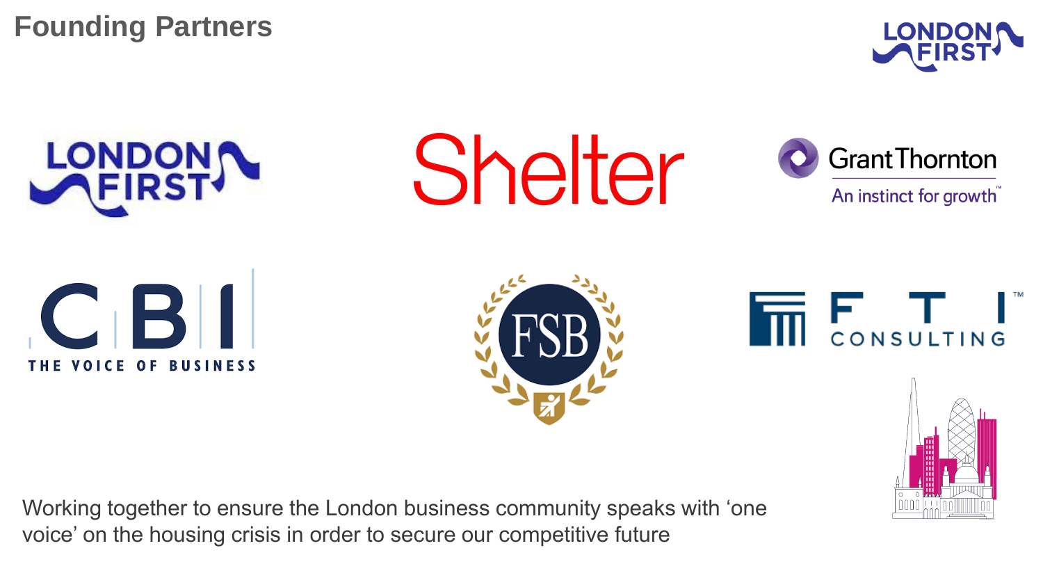# Founding Partners

Working together to ensure the London business community speaks with 'one voice' on the housing crisis in order to secure our competitive future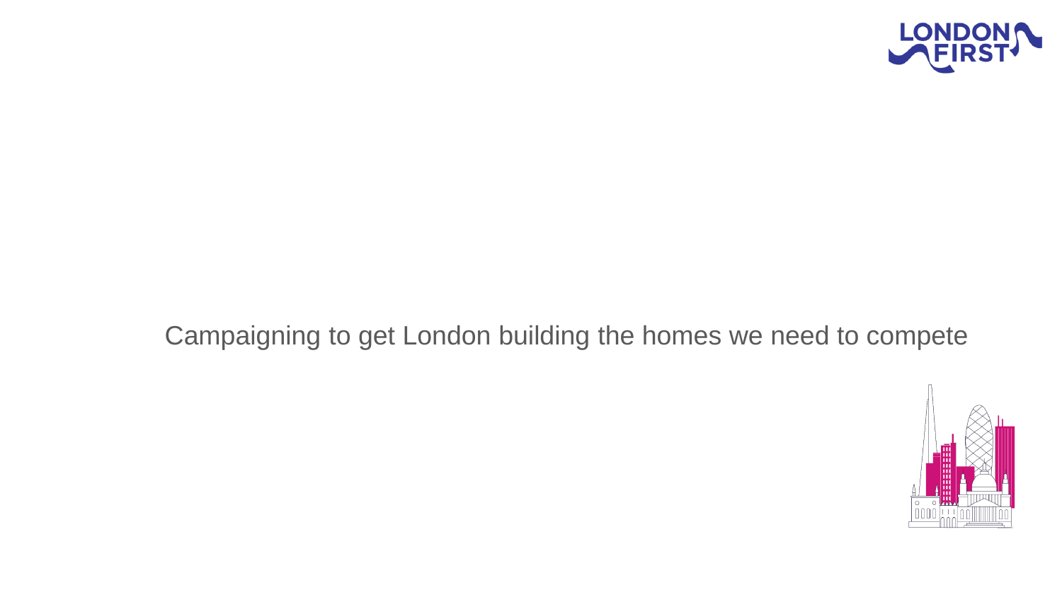Campaigning to get London building the homes we need to compete